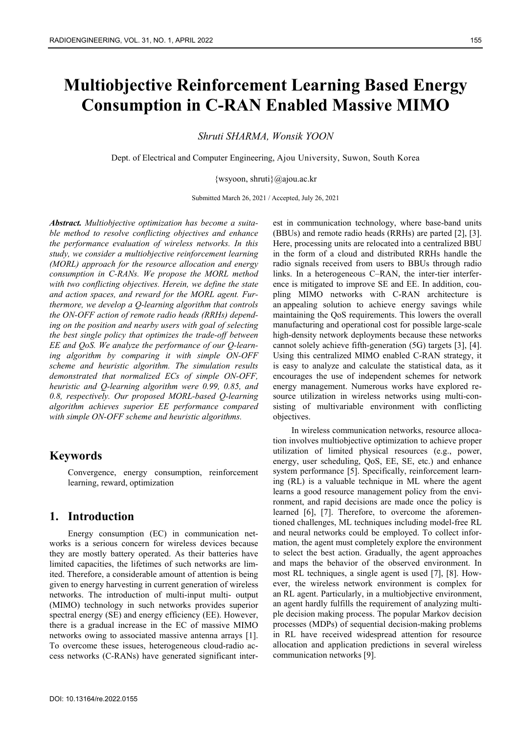# Multiobjective Reinforcement Learning Based Energy Consumption in C-RAN Enabled Massive MIMO

*Shruti SHARMA, Wonsik YOON*

Dept. of Electrical and Computer Engineering, Ajou University, Suwon, South Korea

{wsyoon, shruti}@ajou.ac.kr

Submitted March 26, 2021 / Accepted, July 26, 2021

***Abstract.*** *Multiobjective optimization has become a suitable method to resolve conflicting objectives and enhance the performance evaluation of wireless networks. In this study, we consider a multiobjective reinforcement learning (MORL) approach for the resource allocation and energy consumption in C-RANs. We propose the MORL method with two conflicting objectives. Herein, we define the state and action spaces, and reward for the MORL agent. Furthermore, we develop a Q-learning algorithm that controls the ON-OFF action of remote radio heads (RRHs) depending on the position and nearby users with goal of selecting the best single policy that optimizes the trade-off between EE and QoS. We analyze the performance of our Q-learning algorithm by comparing it with simple ON-OFF scheme and heuristic algorithm. The simulation results demonstrated that normalized ECs of simple ON-OFF, heuristic and Q-learning algorithm were 0.99, 0.85, and 0.8, respectively. Our proposed MORL-based Q-learning algorithm achieves superior EE performance compared with simple ON-OFF scheme and heuristic algorithms.*

## Keywords

Convergence, energy consumption, reinforcement learning, reward, optimization

## 1. Introduction

Energy consumption (EC) in communication networks is a serious concern for wireless devices because they are mostly battery operated. As their batteries have limited capacities, the lifetimes of such networks are limited. Therefore, a considerable amount of attention is being given to energy harvesting in current generation of wireless networks. The introduction of multi-input multi- output (MIMO) technology in such networks provides superior spectral energy (SE) and energy efficiency (EE). However, there is a gradual increase in the EC of massive MIMO networks owing to associated massive antenna arrays [1]. To overcome these issues, heterogeneous cloud-radio access networks (C-RANs) have generated significant interest in communication technology, where base-band units (BBUs) and remote radio heads (RRHs) are parted [2], [3]. Here, processing units are relocated into a centralized BBU in the form of a cloud and distributed RRHs handle the radio signals received from users to BBUs through radio links. In a heterogeneous C–RAN, the inter-tier interference is mitigated to improve SE and EE. In addition, coupling MIMO networks with C-RAN architecture is an appealing solution to achieve energy savings while maintaining the QoS requirements. This lowers the overall manufacturing and operational cost for possible large-scale high-density network deployments because these networks cannot solely achieve fifth-generation (5G) targets [3], [4]. Using this centralized MIMO enabled C-RAN strategy, it is easy to analyze and calculate the statistical data, as it encourages the use of independent schemes for network energy management. Numerous works have explored resource utilization in wireless networks using multi-consisting of multivariable environment with conflicting objectives.

In wireless communication networks, resource allocation involves multiobjective optimization to achieve proper utilization of limited physical resources (e.g., power, energy, user scheduling, QoS, EE, SE, etc.) and enhance system performance [5]. Specifically, reinforcement learning (RL) is a valuable technique in ML where the agent learns a good resource management policy from the environment, and rapid decisions are made once the policy is learned [6], [7]. Therefore, to overcome the aforementioned challenges, ML techniques including model-free RL and neural networks could be employed. To collect information, the agent must completely explore the environment to select the best action. Gradually, the agent approaches and maps the behavior of the observed environment. In most RL techniques, a single agent is used [7], [8]. However, the wireless network environment is complex for an RL agent. Particularly, in a multiobjective environment, an agent hardly fulfills the requirement of analyzing multiple decision making process. The popular Markov decision processes (MDPs) of sequential decision-making problems in RL have received widespread attention for resource allocation and application predictions in several wireless communication networks [9].

DOI: 10.13164/re.2022.0155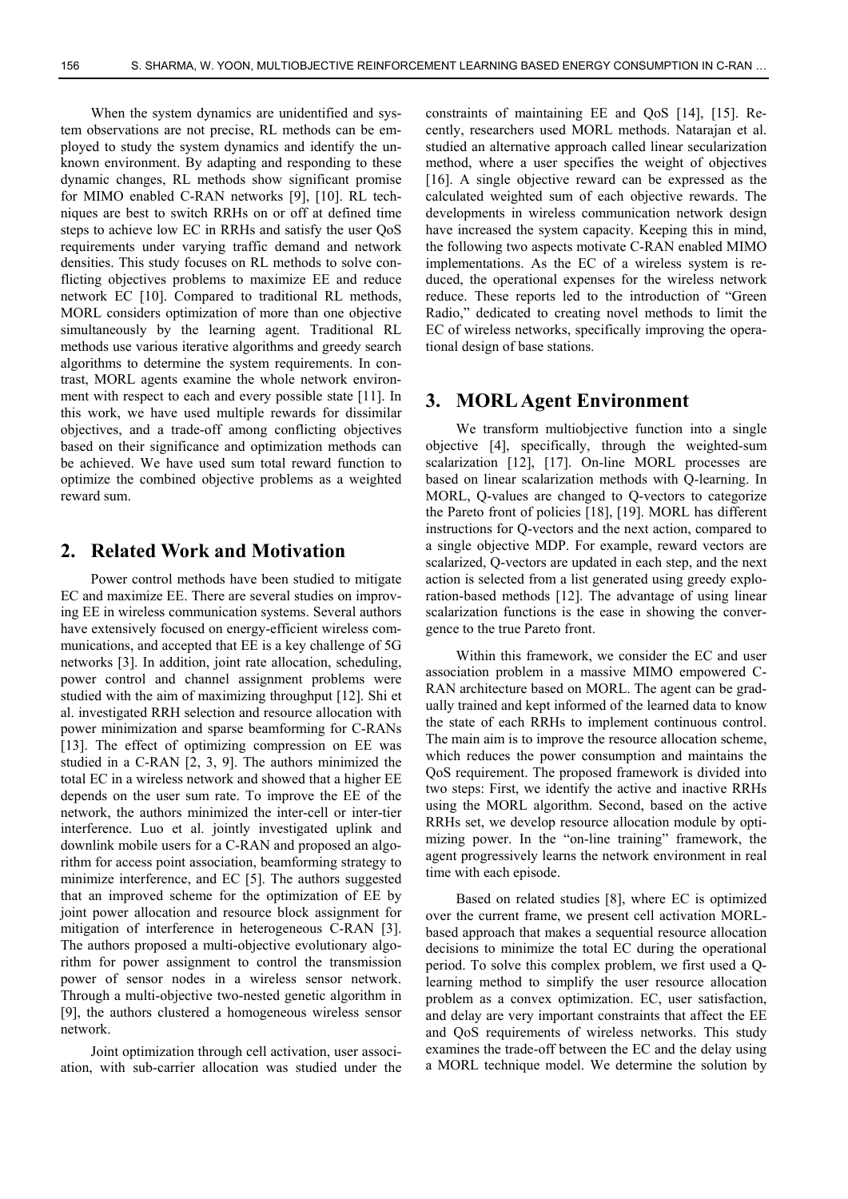When the system dynamics are unidentified and system observations are not precise, RL methods can be employed to study the system dynamics and identify the unknown environment. By adapting and responding to these dynamic changes, RL methods show significant promise for MIMO enabled C-RAN networks [9], [10]. RL techniques are best to switch RRHs on or off at defined time steps to achieve low EC in RRHs and satisfy the user QoS requirements under varying traffic demand and network densities. This study focuses on RL methods to solve conflicting objectives problems to maximize EE and reduce network EC [10]. Compared to traditional RL methods, MORL considers optimization of more than one objective simultaneously by the learning agent. Traditional RL methods use various iterative algorithms and greedy search algorithms to determine the system requirements. In contrast, MORL agents examine the whole network environment with respect to each and every possible state [11]. In this work, we have used multiple rewards for dissimilar objectives, and a trade-off among conflicting objectives based on their significance and optimization methods can be achieved. We have used sum total reward function to optimize the combined objective problems as a weighted reward sum.

## 2. Related Work and Motivation

Power control methods have been studied to mitigate EC and maximize EE. There are several studies on improving EE in wireless communication systems. Several authors have extensively focused on energy-efficient wireless communications, and accepted that EE is a key challenge of 5G networks [3]. In addition, joint rate allocation, scheduling, power control and channel assignment problems were studied with the aim of maximizing throughput [12]. Shi et al. investigated RRH selection and resource allocation with power minimization and sparse beamforming for C-RANs [13]. The effect of optimizing compression on EE was studied in a C-RAN [2, 3, 9]. The authors minimized the total EC in a wireless network and showed that a higher EE depends on the user sum rate. To improve the EE of the network, the authors minimized the inter-cell or inter-tier interference. Luo et al. jointly investigated uplink and downlink mobile users for a C-RAN and proposed an algorithm for access point association, beamforming strategy to minimize interference, and EC [5]. The authors suggested that an improved scheme for the optimization of EE by joint power allocation and resource block assignment for mitigation of interference in heterogeneous C-RAN [3]. The authors proposed a multi-objective evolutionary algorithm for power assignment to control the transmission power of sensor nodes in a wireless sensor network. Through a multi-objective two-nested genetic algorithm in [9], the authors clustered a homogeneous wireless sensor network.

Joint optimization through cell activation, user association, with sub-carrier allocation was studied under the constraints of maintaining EE and QoS [14], [15]. Recently, researchers used MORL methods. Natarajan et al. studied an alternative approach called linear secularization method, where a user specifies the weight of objectives [16]. A single objective reward can be expressed as the calculated weighted sum of each objective rewards. The developments in wireless communication network design have increased the system capacity. Keeping this in mind, the following two aspects motivate C-RAN enabled MIMO implementations. As the EC of a wireless system is reduced, the operational expenses for the wireless network reduce. These reports led to the introduction of "Green Radio," dedicated to creating novel methods to limit the EC of wireless networks, specifically improving the operational design of base stations.

## 3. MORL Agent Environment

We transform multiobjective function into a single objective [4], specifically, through the weighted-sum scalarization [12], [17]. On-line MORL processes are based on linear scalarization methods with Q-learning. In MORL, Q-values are changed to Q-vectors to categorize the Pareto front of policies [18], [19]. MORL has different instructions for Q-vectors and the next action, compared to a single objective MDP. For example, reward vectors are scalarized, Q-vectors are updated in each step, and the next action is selected from a list generated using greedy exploration-based methods [12]. The advantage of using linear scalarization functions is the ease in showing the convergence to the true Pareto front.

Within this framework, we consider the EC and user association problem in a massive MIMO empowered C-RAN architecture based on MORL. The agent can be gradually trained and kept informed of the learned data to know the state of each RRHs to implement continuous control. The main aim is to improve the resource allocation scheme, which reduces the power consumption and maintains the QoS requirement. The proposed framework is divided into two steps: First, we identify the active and inactive RRHs using the MORL algorithm. Second, based on the active RRHs set, we develop resource allocation module by optimizing power. In the "on-line training" framework, the agent progressively learns the network environment in real time with each episode.

Based on related studies [8], where EC is optimized over the current frame, we present cell activation MORL-based approach that makes a sequential resource allocation decisions to minimize the total EC during the operational period. To solve this complex problem, we first used a Q-learning method to simplify the user resource allocation problem as a convex optimization. EC, user satisfaction, and delay are very important constraints that affect the EE and QoS requirements of wireless networks. This study examines the trade-off between the EC and the delay using a MORL technique model. We determine the solution by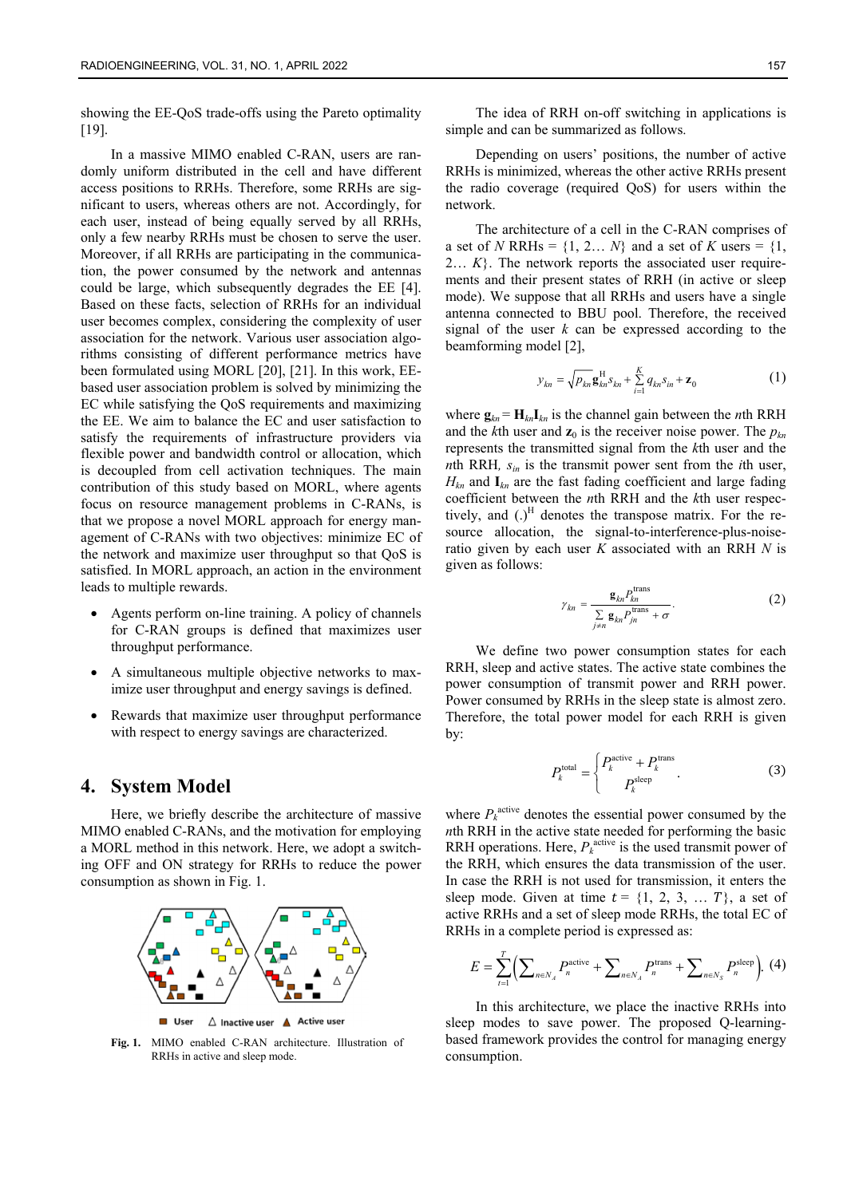showing the EE-QoS trade-offs using the Pareto optimality [19].

In a massive MIMO enabled C-RAN, users are randomly uniform distributed in the cell and have different access positions to RRHs. Therefore, some RRHs are significant to users, whereas others are not. Accordingly, for each user, instead of being equally served by all RRHs, only a few nearby RRHs must be chosen to serve the user. Moreover, if all RRHs are participating in the communication, the power consumed by the network and antennas could be large, which subsequently degrades the EE [4]. Based on these facts, selection of RRHs for an individual user becomes complex, considering the complexity of user association for the network. Various user association algorithms consisting of different performance metrics have been formulated using MORL [20], [21]. In this work, EE-based user association problem is solved by minimizing the EC while satisfying the QoS requirements and maximizing the EE. We aim to balance the EC and user satisfaction to satisfy the requirements of infrastructure providers via flexible power and bandwidth control or allocation, which is decoupled from cell activation techniques. The main contribution of this study based on MORL, where agents focus on resource management problems in C-RANs, is that we propose a novel MORL approach for energy management of C-RANs with two objectives: minimize EC of the network and maximize user throughput so that QoS is satisfied. In MORL approach, an action in the environment leads to multiple rewards.

- Agents perform on-line training. A policy of channels for C-RAN groups is defined that maximizes user throughput performance.
- A simultaneous multiple objective networks to maximize user throughput and energy savings is defined.
- Rewards that maximize user throughput performance with respect to energy savings are characterized.

## 4. System Model

Here, we briefly describe the architecture of massive MIMO enabled C-RANs, and the motivation for employing a MORL method in this network. Here, we adopt a switching OFF and ON strategy for RRHs to reduce the power consumption as shown in Fig. 1.

■ User △ Inactive user ▲ Active user

**Fig. 1.** MIMO enabled C-RAN architecture. Illustration of RRHs in active and sleep mode.

The idea of RRH on-off switching in applications is simple and can be summarized as follows.

Depending on users' positions, the number of active RRHs is minimized, whereas the other active RRHs present the radio coverage (required QoS) for users within the network.

The architecture of a cell in the C-RAN comprises of a set of $N$ RRHs = {1, 2… $N$} and a set of $K$ users = {1, 2… $K$}. The network reports the associated user requirements and their present states of RRH (in active or sleep mode). We suppose that all RRHs and users have a single antenna connected to BBU pool. Therefore, the received signal of the user $k$ can be expressed according to the beamforming model [2],

$$y_{kn} = \sqrt{p_{kn}}\, \mathbf{g}_{kn}^{\mathrm{H}} s_{kn} + \sum_{i=1}^{K} q_{kn} s_{in} + \mathbf{z}_0 \tag{1}$$

where $\mathbf{g}_{kn} = \mathbf{H}_{kn}\mathbf{I}_{kn}$ is the channel gain between the $n$th RRH and the $k$th user and $\mathbf{z}_0$ is the receiver noise power. The $p_{kn}$ represents the transmitted signal from the $k$th user and the $n$th RRH, $s_{in}$ is the transmit power sent from the $i$th user, $H_{kn}$ and $\mathbf{I}_{kn}$ are the fast fading coefficient and large fading coefficient between the $n$th RRH and the $k$th user respectively, and $(.)^{\mathrm{H}}$ denotes the transpose matrix. For the resource allocation, the signal-to-interference-plus-noise-ratio given by each user $K$ associated with an RRH $N$ is given as follows:

$$\gamma_{kn} = \frac{\mathbf{g}_{kn} P_{kn}^{\text{trans}}}{\sum\limits_{j \neq n} \mathbf{g}_{kn} P_{jn}^{\text{trans}} + \sigma}. \tag{2}$$

We define two power consumption states for each RRH, sleep and active states. The active state combines the power consumption of transmit power and RRH power. Power consumed by RRHs in the sleep state is almost zero. Therefore, the total power model for each RRH is given by:

$$P_k^{\text{total}} = \begin{cases} P_k^{\text{active}} + P_k^{\text{trans}} \\ P_k^{\text{sleep}} \end{cases}. \tag{3}$$

where $P_k^{\text{active}}$ denotes the essential power consumed by the $n$th RRH in the active state needed for performing the basic RRH operations. Here, $P_k^{\text{active}}$ is the used transmit power of the RRH, which ensures the data transmission of the user. In case the RRH is not used for transmission, it enters the sleep mode. Given at time $t$ = {1, 2, 3, … $T$}, a set of active RRHs and a set of sleep mode RRHs, the total EC of RRHs in a complete period is expressed as:

$$E = \sum_{t=1}^{T} \left( \sum\nolimits_{n \in N_A} P_n^{\text{active}} + \sum\nolimits_{n \in N_A} P_n^{\text{trans}} + \sum\nolimits_{n \in N_S} P_n^{\text{sleep}} \right). \tag{4}$$

In this architecture, we place the inactive RRHs into sleep modes to save power. The proposed Q-learning-based framework provides the control for managing energy consumption.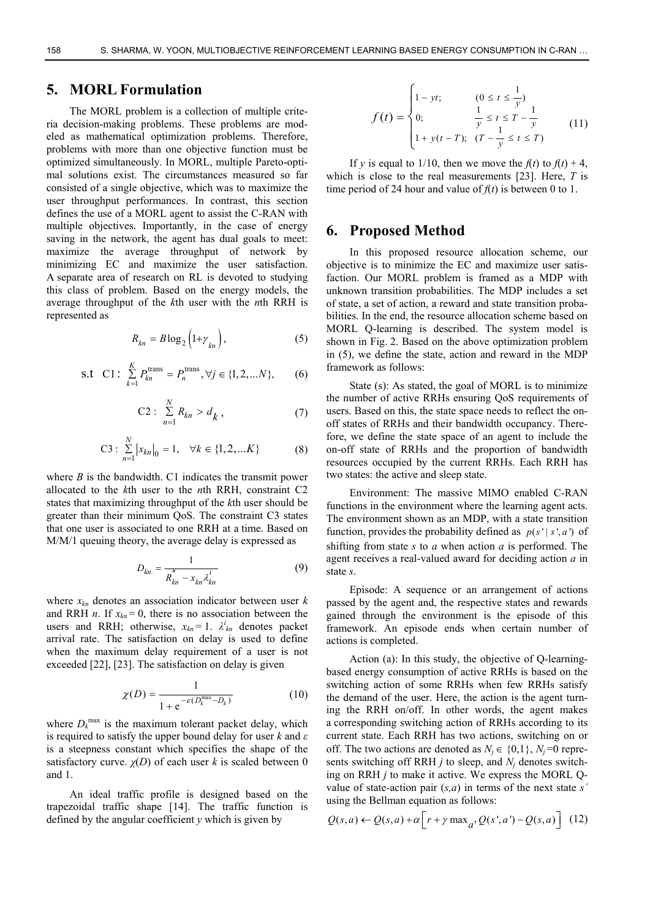## 5. MORL Formulation

The MORL problem is a collection of multiple criteria decision-making problems. These problems are modeled as mathematical optimization problems. Therefore, problems with more than one objective function must be optimized simultaneously. In MORL, multiple Pareto-optimal solutions exist. The circumstances measured so far consisted of a single objective, which was to maximize the user throughput performances. In contrast, this section defines the use of a MORL agent to assist the C-RAN with multiple objectives. Importantly, in the case of energy saving in the network, the agent has dual goals to meet: maximize the average throughput of network by minimizing EC and maximize the user satisfaction. A separate area of research on RL is devoted to studying this class of problem. Based on the energy models, the average throughput of the $k$th user with the $n$th RRH is represented as

$$R_{kn} = B\log_2\left(1+\gamma_{kn}\right), \tag{5}$$

$$\text{s.t} \quad \text{C1}: \sum_{k=1}^{K} P_{kn}^{\text{trans}} = P_{n}^{\text{trans}}, \forall j \in \{1,2,...N\}, \tag{6}$$

$$\text{C2}: \sum_{n=1}^{N} R_{kn} > d_k, \tag{7}$$

$$\text{C3}: \sum_{n=1}^{N} \left|x_{kn}\right|_0 = 1, \quad \forall k \in \{1,2,...K\} \tag{8}$$

where $B$ is the bandwidth. C1 indicates the transmit power allocated to the $k$th user to the $n$th RRH, constraint C2 states that maximizing throughput of the $k$th user should be greater than their minimum QoS. The constraint C3 states that one user is associated to one RRH at a time. Based on M/M/1 queuing theory, the average delay is expressed as

$$D_{kn} = \frac{1}{R_{kn}^{*} - x_{kn}\lambda_{kn}^{i}} \tag{9}$$

where $x_{kn}$ denotes an association indicator between user $k$ and RRH $n$. If $x_{kn} = 0$, there is no association between the users and RRH; otherwise, $x_{kn} = 1$. $\lambda^{i}_{kn}$ denotes packet arrival rate. The satisfaction on delay is used to define when the maximum delay requirement of a user is not exceeded [22], [23]. The satisfaction on delay is given

$$\chi(D) = \frac{1}{1 + e^{-\varepsilon(D_k^{\max} - D_k)}} \tag{10}$$

where $D_k^{\max}$ is the maximum tolerant packet delay, which is required to satisfy the upper bound delay for user $k$ and $\varepsilon$ is a steepness constant which specifies the shape of the satisfactory curve. $\chi(D)$ of each user $k$ is scaled between 0 and 1.

An ideal traffic profile is designed based on the trapezoidal traffic shape [14]. The traffic function is defined by the angular coefficient $y$ which is given by

$$f(t) = \begin{cases} 1 - yt; & (0 \le t \le \frac{1}{y}) \\ 0; & \frac{1}{y} \le t \le T - \frac{1}{y} \\ 1 + y(t - T); & (T - \frac{1}{y} \le t \le T) \end{cases} \tag{11}$$

If $y$ is equal to 1/10, then we move the $f(t)$ to $f(t) + 4$, which is close to the real measurements [23]. Here, $T$ is time period of 24 hour and value of $f(t)$ is between 0 to 1.

## 6. Proposed Method

In this proposed resource allocation scheme, our objective is to minimize the EC and maximize user satisfaction. Our MORL problem is framed as a MDP with unknown transition probabilities. The MDP includes a set of state, a set of action, a reward and state transition probabilities. In the end, the resource allocation scheme based on MORL Q-learning is described. The system model is shown in Fig. 2. Based on the above optimization problem in (5), we define the state, action and reward in the MDP framework as follows:

State (s): As stated, the goal of MORL is to minimize the number of active RRHs ensuring QoS requirements of users. Based on this, the state space needs to reflect the on-off states of RRHs and their bandwidth occupancy. Therefore, we define the state space of an agent to include the on-off state of RRHs and the proportion of bandwidth resources occupied by the current RRHs. Each RRH has two states: the active and sleep state.

Environment: The massive MIMO enabled C-RAN functions in the environment where the learning agent acts. The environment shown as an MDP, with a state transition function, provides the probability defined as $p(s' \mid s', a')$ of shifting from state $s$ to $a$ when action $a$ is performed. The agent receives a real-valued award for deciding action $a$ in state $s$.

Episode: A sequence or an arrangement of actions passed by the agent and, the respective states and rewards gained through the environment is the episode of this framework. An episode ends when certain number of actions is completed.

Action (a): In this study, the objective of Q-learning-based energy consumption of active RRHs is based on the switching action of some RRHs when few RRHs satisfy the demand of the user. Here, the action is the agent turning the RRH on/off. In other words, the agent makes a corresponding switching action of RRHs according to its current state. Each RRH has two actions, switching on or off. The two actions are denoted as $N_j \in \{0,1\}$, $N_j = 0$ represents switching off RRH $j$ to sleep, and $N_j$ denotes switching on RRH $j$ to make it active. We express the MORL Q-value of state-action pair $(s,a)$ in terms of the next state $s'$ using the Bellman equation as follows:

$$Q(s,a) \leftarrow Q(s,a) + \alpha\left[r + \gamma \max_{a'} Q(s',a') - Q(s,a)\right] \tag{12}$$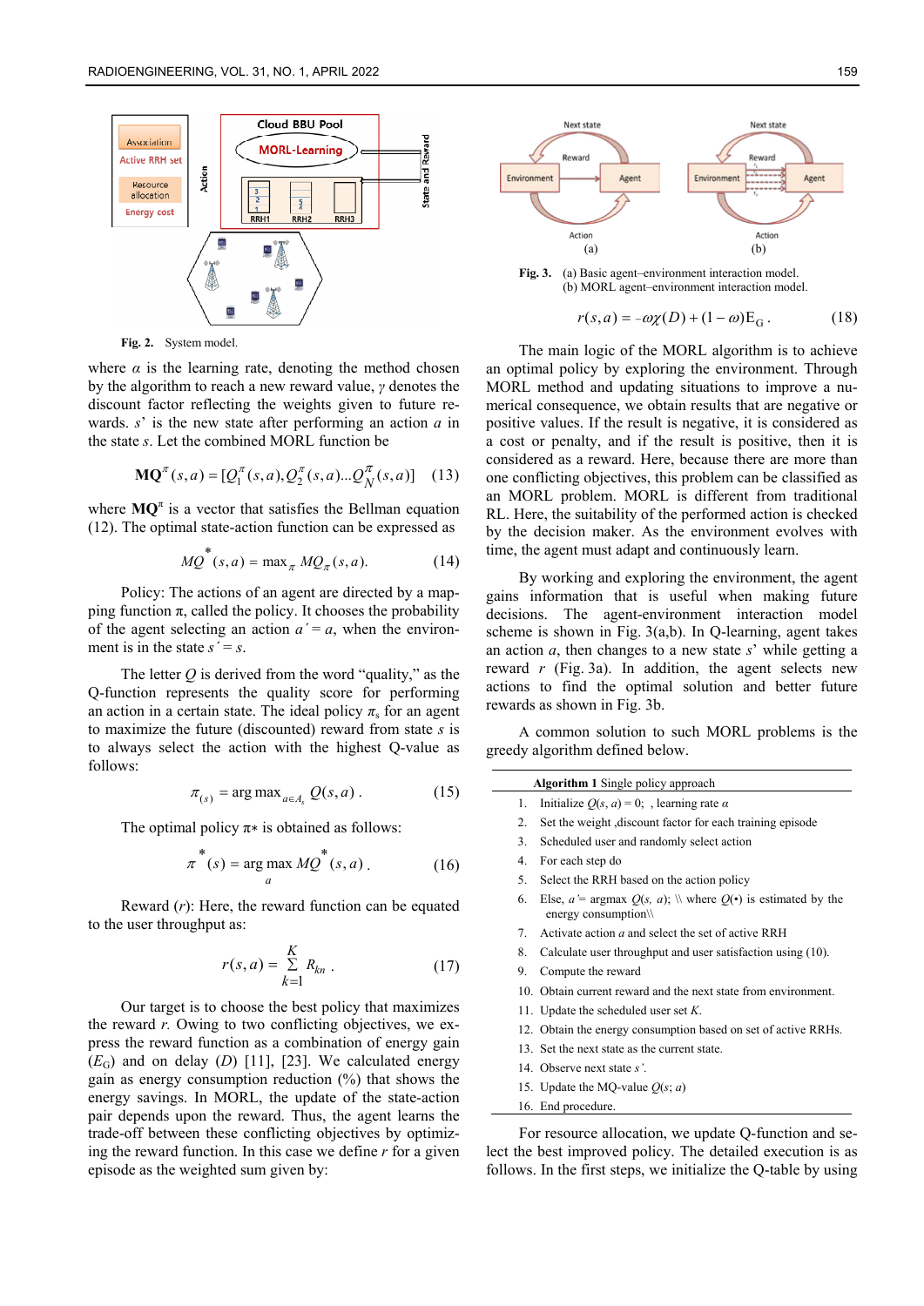Fig. 2. System model.

where $\alpha$ is the learning rate, denoting the method chosen by the algorithm to reach a new reward value, $\gamma$ denotes the discount factor reflecting the weights given to future rewards. $s'$ is the new state after performing an action $a$ in the state $s$. Let the combined MORL function be

$$\mathbf{MQ}^{\pi}(s,a)=[Q_1^{\pi}(s,a),Q_2^{\pi}(s,a)...Q_N^{\pi}(s,a)] \quad (13)$$

where $\mathbf{MQ}^{\pi}$ is a vector that satisfies the Bellman equation (12). The optimal state-action function can be expressed as

$$MQ^{*}(s,a)=\max_{\pi} MQ_{\pi}(s,a). \quad (14)$$

Policy: The actions of an agent are directed by a mapping function π, called the policy. It chooses the probability of the agent selecting an action $a'=a$, when the environment is in the state $s'=s$.

The letter $Q$ is derived from the word "quality," as the Q-function represents the quality score for performing an action in a certain state. The ideal policy $\pi_s$ for an agent to maximize the future (discounted) reward from state $s$ is to always select the action with the highest Q-value as follows:

$$\pi_{(s)}=\arg\max_{a\in A_s} Q(s,a). \quad (15)$$

The optimal policy $\pi*$ is obtained as follows:

$$\pi^{*}(s)=\arg\max_{a} MQ^{*}(s,a). \quad (16)$$

Reward ($r$): Here, the reward function can be equated to the user throughput as:

$$r(s,a)=\sum_{k=1}^{K} R_{kn}. \quad (17)$$

Our target is to choose the best policy that maximizes the reward $r$. Owing to two conflicting objectives, we express the reward function as a combination of energy gain ($E_G$) and on delay ($D$) [11], [23]. We calculated energy gain as energy consumption reduction (%) that shows the energy savings. In MORL, the update of the state-action pair depends upon the reward. Thus, the agent learns the trade-off between these conflicting objectives by optimizing the reward function. In this case we define $r$ for a given episode as the weighted sum given by:

Fig. 3. (a) Basic agent–environment interaction model. (b) MORL agent–environment interaction model.

$$r(s,a)=-\omega\chi(D)+(1-\omega)E_G. \quad (18)$$

The main logic of the MORL algorithm is to achieve an optimal policy by exploring the environment. Through MORL method and updating situations to improve a numerical consequence, we obtain results that are negative or positive values. If the result is negative, it is considered as a cost or penalty, and if the result is positive, then it is considered as a reward. Here, because there are more than one conflicting objectives, this problem can be classified as an MORL problem. MORL is different from traditional RL. Here, the suitability of the performed action is checked by the decision maker. As the environment evolves with time, the agent must adapt and continuously learn.

By working and exploring the environment, the agent gains information that is useful when making future decisions. The agent-environment interaction model scheme is shown in Fig. 3(a,b). In Q-learning, agent takes an action $a$, then changes to a new state $s'$ while getting a reward $r$ (Fig. 3a). In addition, the agent selects new actions to find the optimal solution and better future rewards as shown in Fig. 3b.

A common solution to such MORL problems is the greedy algorithm defined below.

**Algorithm 1** Single policy approach

1. Initialize $Q(s, a) = 0$; , learning rate $\alpha$
2. Set the weight ,discount factor for each training episode
3. Scheduled user and randomly select action
4. For each step do
5. Select the RRH based on the action policy
6. Else, $a'$= argmax $Q(s, a)$; \\ where $Q(\bullet)$ is estimated by the energy consumption\\
7. Activate action $a$ and select the set of active RRH
8. Calculate user throughput and user satisfaction using (10).
9. Compute the reward
10. Obtain current reward and the next state from environment.
11. Update the scheduled user set $K$.
12. Obtain the energy consumption based on set of active RRHs.
13. Set the next state as the current state.
14. Observe next state $s'$.
15. Update the MQ-value $Q(s; a)$
16. End procedure.

For resource allocation, we update Q-function and select the best improved policy. The detailed execution is as follows. In the first steps, we initialize the Q-table by using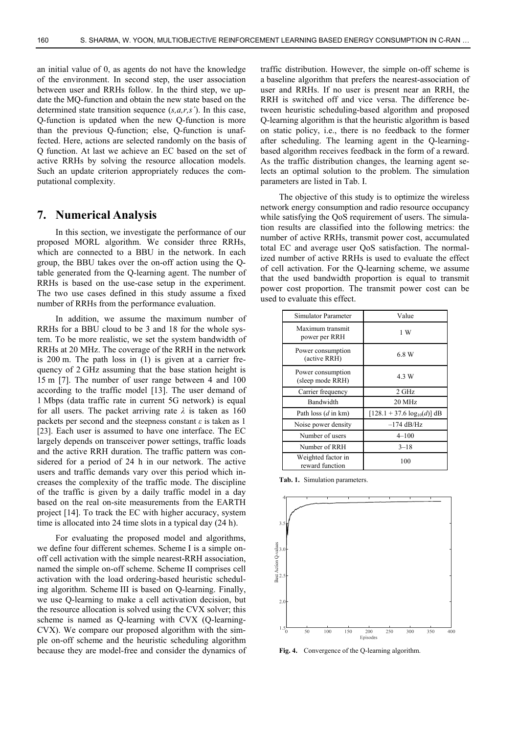an initial value of 0, as agents do not have the knowledge of the environment. In second step, the user association between user and RRHs follow. In the third step, we update the MQ-function and obtain the new state based on the determined state transition sequence $(s,a,r,s')$. In this case, Q-function is updated when the new Q-function is more than the previous Q-function; else, Q-function is unaffected. Here, actions are selected randomly on the basis of Q function. At last we achieve an EC based on the set of active RRHs by solving the resource allocation models. Such an update criterion appropriately reduces the computational complexity.

## 7. Numerical Analysis

In this section, we investigate the performance of our proposed MORL algorithm. We consider three RRHs, which are connected to a BBU in the network. In each group, the BBU takes over the on-off action using the Q-table generated from the Q-learning agent. The number of RRHs is based on the use-case setup in the experiment. The two use cases defined in this study assume a fixed number of RRHs from the performance evaluation.

In addition, we assume the maximum number of RRHs for a BBU cloud to be 3 and 18 for the whole system. To be more realistic, we set the system bandwidth of RRHs at 20 MHz. The coverage of the RRH in the network is 200 m. The path loss in (1) is given at a carrier frequency of 2 GHz assuming that the base station height is 15 m [7]. The number of user range between 4 and 100 according to the traffic model [13]. The user demand of 1 Mbps (data traffic rate in current 5G network) is equal for all users. The packet arriving rate $\lambda$ is taken as 160 packets per second and the steepness constant $\varepsilon$ is taken as 1 [23]. Each user is assumed to have one interface. The EC largely depends on transceiver power settings, traffic loads and the active RRH duration. The traffic pattern was considered for a period of 24 h in our network. The active users and traffic demands vary over this period which increases the complexity of the traffic mode. The discipline of the traffic is given by a daily traffic model in a day based on the real on-site measurements from the EARTH project [14]. To track the EC with higher accuracy, system time is allocated into 24 time slots in a typical day (24 h).

For evaluating the proposed model and algorithms, we define four different schemes. Scheme I is a simple on-off cell activation with the simple nearest-RRH association, named the simple on-off scheme. Scheme II comprises cell activation with the load ordering-based heuristic scheduling algorithm. Scheme III is based on Q-learning. Finally, we use Q-learning to make a cell activation decision, but the resource allocation is solved using the CVX solver; this scheme is named as Q-learning with CVX (Q-learning-CVX). We compare our proposed algorithm with the simple on-off scheme and the heuristic scheduling algorithm because they are model-free and consider the dynamics of traffic distribution. However, the simple on-off scheme is a baseline algorithm that prefers the nearest-association of user and RRHs. If no user is present near an RRH, the RRH is switched off and vice versa. The difference between heuristic scheduling-based algorithm and proposed Q-learning algorithm is that the heuristic algorithm is based on static policy, i.e., there is no feedback to the former after scheduling. The learning agent in the Q-learning-based algorithm receives feedback in the form of a reward. As the traffic distribution changes, the learning agent selects an optimal solution to the problem. The simulation parameters are listed in Tab. I.

The objective of this study is to optimize the wireless network energy consumption and radio resource occupancy while satisfying the QoS requirement of users. The simulation results are classified into the following metrics: the number of active RRHs, transmit power cost, accumulated total EC and average user QoS satisfaction. The normalized number of active RRHs is used to evaluate the effect of cell activation. For the Q-learning scheme, we assume that the used bandwidth proportion is equal to transmit power cost proportion. The transmit power cost can be used to evaluate this effect.

| Simulator Parameter | Value |
| --- | --- |
| Maximum transmit power per RRH | 1 W |
| Power consumption (active RRH) | 6.8 W |
| Power consumption (sleep mode RRH) | 4.3 W |
| Carrier frequency | 2 GHz |
| Bandwidth | 20 MHz |
| Path loss ($d$ in km) | $[128.1 + 37.6 \log_{10}(d)]$ dB |
| Noise power density | –174 dB/Hz |
| Number of users | 4–100 |
| Number of RRH | 3–18 |
| Weighted factor in reward function | 100 |

**Tab. 1.** Simulation parameters.

**Fig. 4.** Convergence of the Q-learning algorithm.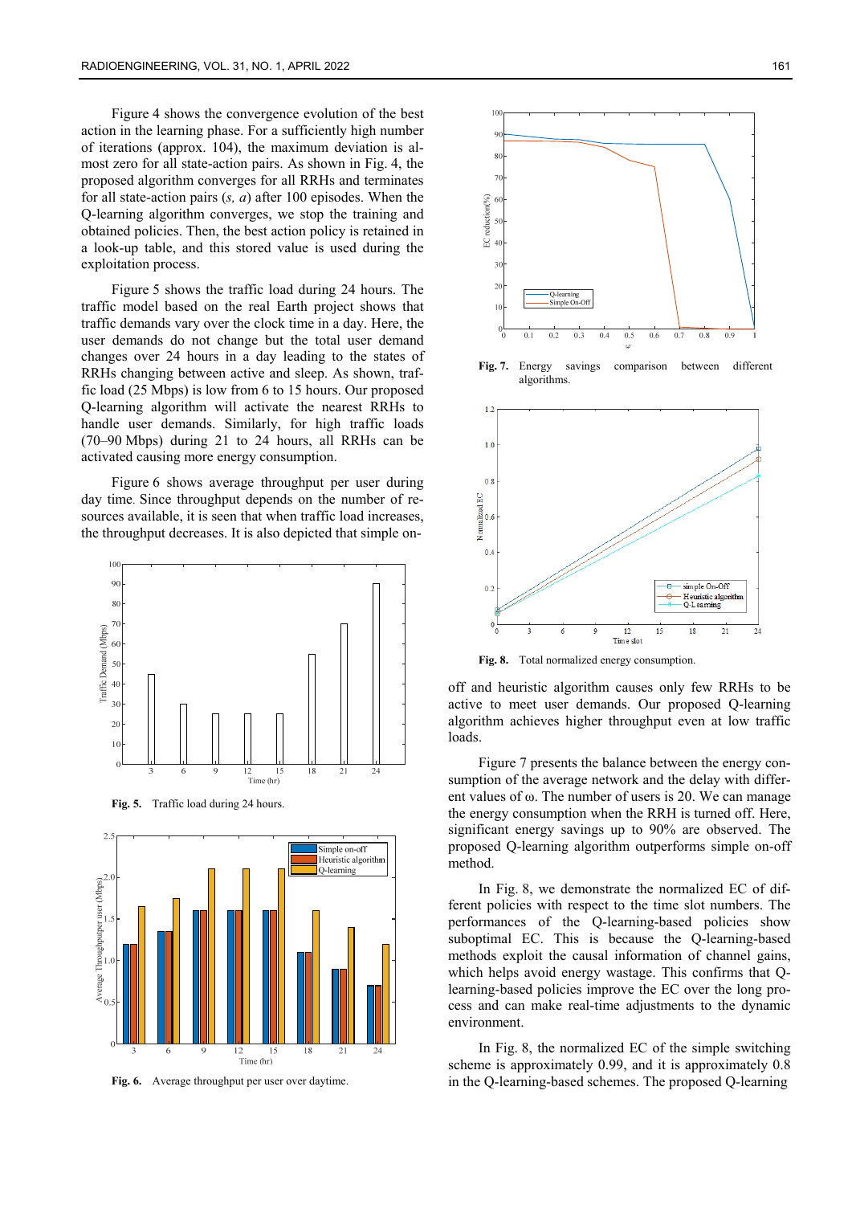Figure 4 shows the convergence evolution of the best action in the learning phase. For a sufficiently high number of iterations (approx. 104), the maximum deviation is almost zero for all state-action pairs. As shown in Fig. 4, the proposed algorithm converges for all RRHs and terminates for all state-action pairs (*s, a*) after 100 episodes. When the Q-learning algorithm converges, we stop the training and obtained policies. Then, the best action policy is retained in a look-up table, and this stored value is used during the exploitation process.

Figure 5 shows the traffic load during 24 hours. The traffic model based on the real Earth project shows that traffic demands vary over the clock time in a day. Here, the user demands do not change but the total user demand changes over 24 hours in a day leading to the states of RRHs changing between active and sleep. As shown, traffic load (25 Mbps) is low from 6 to 15 hours. Our proposed Q-learning algorithm will activate the nearest RRHs to handle user demands. Similarly, for high traffic loads (70–90 Mbps) during 21 to 24 hours, all RRHs can be activated causing more energy consumption.

Figure 6 shows average throughput per user during day time. Since throughput depends on the number of resources available, it is seen that when traffic load increases, the throughput decreases. It is also depicted that simple on-off and heuristic algorithm causes only few RRHs to be active to meet user demands. Our proposed Q-learning algorithm achieves higher throughput even at low traffic loads.

**Fig. 5.** Traffic load during 24 hours.

**Fig. 6.** Average throughput per user over daytime.

**Fig. 7.** Energy savings comparison between different algorithms.

**Fig. 8.** Total normalized energy consumption.

Figure 7 presents the balance between the energy consumption of the average network and the delay with different values of ω. The number of users is 20. We can manage the energy consumption when the RRH is turned off. Here, significant energy savings up to 90% are observed. The proposed Q-learning algorithm outperforms simple on-off method.

In Fig. 8, we demonstrate the normalized EC of different policies with respect to the time slot numbers. The performances of the Q-learning-based policies show suboptimal EC. This is because the Q-learning-based methods exploit the causal information of channel gains, which helps avoid energy wastage. This confirms that Q-learning-based policies improve the EC over the long process and can make real-time adjustments to the dynamic environment.

In Fig. 8, the normalized EC of the simple switching scheme is approximately 0.99, and it is approximately 0.8 in the Q-learning-based schemes. The proposed Q-learning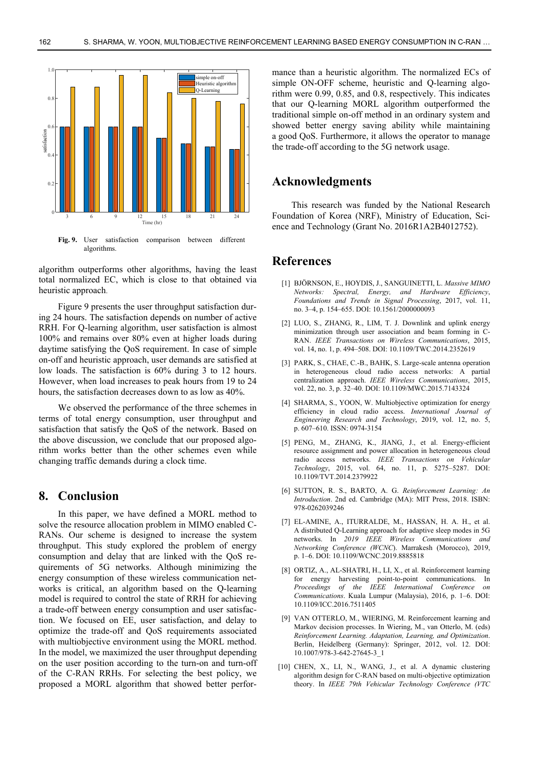Fig. 9. User satisfaction comparison between different algorithms.

algorithm outperforms other algorithms, having the least total normalized EC, which is close to that obtained via heuristic approach.

Figure 9 presents the user throughput satisfaction during 24 hours. The satisfaction depends on number of active RRH. For Q-learning algorithm, user satisfaction is almost 100% and remains over 80% even at higher loads during daytime satisfying the QoS requirement. In case of simple on-off and heuristic approach, user demands are satisfied at low loads. The satisfaction is 60% during 3 to 12 hours. However, when load increases to peak hours from 19 to 24 hours, the satisfaction decreases down to as low as 40%.

We observed the performance of the three schemes in terms of total energy consumption, user throughput and satisfaction that satisfy the QoS of the network. Based on the above discussion, we conclude that our proposed algorithm works better than the other schemes even while changing traffic demands during a clock time.

## 8. Conclusion

In this paper, we have defined a MORL method to solve the resource allocation problem in MIMO enabled C-RANs. Our scheme is designed to increase the system throughput. This study explored the problem of energy consumption and delay that are linked with the QoS requirements of 5G networks. Although minimizing the energy consumption of these wireless communication networks is critical, an algorithm based on the Q-learning model is required to control the state of RRH for achieving a trade-off between energy consumption and user satisfaction. We focused on EE, user satisfaction, and delay to optimize the trade-off and QoS requirements associated with multiobjective environment using the MORL method. In the model, we maximized the user throughput depending on the user position according to the turn-on and turn-off of the C-RAN RRHs. For selecting the best policy, we proposed a MORL algorithm that showed better performance than a heuristic algorithm. The normalized ECs of simple ON-OFF scheme, heuristic and Q-learning algorithm were 0.99, 0.85, and 0.8, respectively. This indicates that our Q-learning MORL algorithm outperformed the traditional simple on-off method in an ordinary system and showed better energy saving ability while maintaining a good QoS. Furthermore, it allows the operator to manage the trade-off according to the 5G network usage.

## Acknowledgments

This research was funded by the National Research Foundation of Korea (NRF), Ministry of Education, Science and Technology (Grant No. 2016R1A2B4012752).

## References

[1] BJÖRNSON, E., HOYDIS, J., SANGUINETTI, L. *Massive MIMO Networks: Spectral, Energy, and Hardware Efficiency*, *Foundations and Trends in Signal Processing*, 2017, vol. 11, no. 3–4, p. 154–655. DOI: 10.1561/2000000093

[2] LUO, S., ZHANG, R., LIM, T. J. Downlink and uplink energy minimization through user association and beam forming in C-RAN. *IEEE Transactions on Wireless Communications*, 2015, vol. 14, no. 1, p. 494–508. DOI: 10.1109/TWC.2014.2352619

[3] PARK, S., CHAE, C.-B., BAHK, S. Large-scale antenna operation in heterogeneous cloud radio access networks: A partial centralization approach. *IEEE Wireless Communications*, 2015, vol. 22, no. 3, p. 32–40. DOI: 10.1109/MWC.2015.7143324

[4] SHARMA, S., YOON, W. Multiobjective optimization for energy efficiency in cloud radio access. *International Journal of Engineering Research and Technology*, 2019, vol. 12, no. 5, p. 607–610. ISSN: 0974-3154

[5] PENG, M., ZHANG, K., JIANG, J., et al. Energy-efficient resource assignment and power allocation in heterogeneous cloud radio access networks. *IEEE Transactions on Vehicular Technology*, 2015, vol. 64, no. 11, p. 5275–5287. DOI: 10.1109/TVT.2014.2379922

[6] SUTTON, R. S., BARTO, A. G. *Reinforcement Learning: An Introduction*. 2nd ed. Cambridge (MA): MIT Press, 2018. ISBN: 978-0262039246

[7] EL-AMINE, A., ITURRALDE, M., HASSAN, H. A. H., et al. A distributed Q-Learning approach for adaptive sleep modes in 5G networks. In *2019 IEEE Wireless Communications and Networking Conference (WCNC*). Marrakesh (Morocco), 2019, p. 1–6. DOI: 10.1109/WCNC.2019.8885818

[8] ORTIZ, A., AL-SHATRI, H., LI, X., et al. Reinforcement learning for energy harvesting point-to-point communications. In *Proceedings of the IEEE International Conference on Communications*. Kuala Lumpur (Malaysia), 2016, p. 1–6. DOI: 10.1109/ICC.2016.7511405

[9] VAN OTTERLO, M., WIERING, M. Reinforcement learning and Markov decision processes. In Wiering, M., van Otterlo, M. (eds) *Reinforcement Learning. Adaptation, Learning, and Optimization*. Berlin, Heidelberg (Germany): Springer, 2012, vol. 12. DOI: 10.1007/978-3-642-27645-3_1

[10] CHEN, X., LI, N., WANG, J., et al. A dynamic clustering algorithm design for C-RAN based on multi-objective optimization theory. In *IEEE 79th Vehicular Technology Conference (VTC*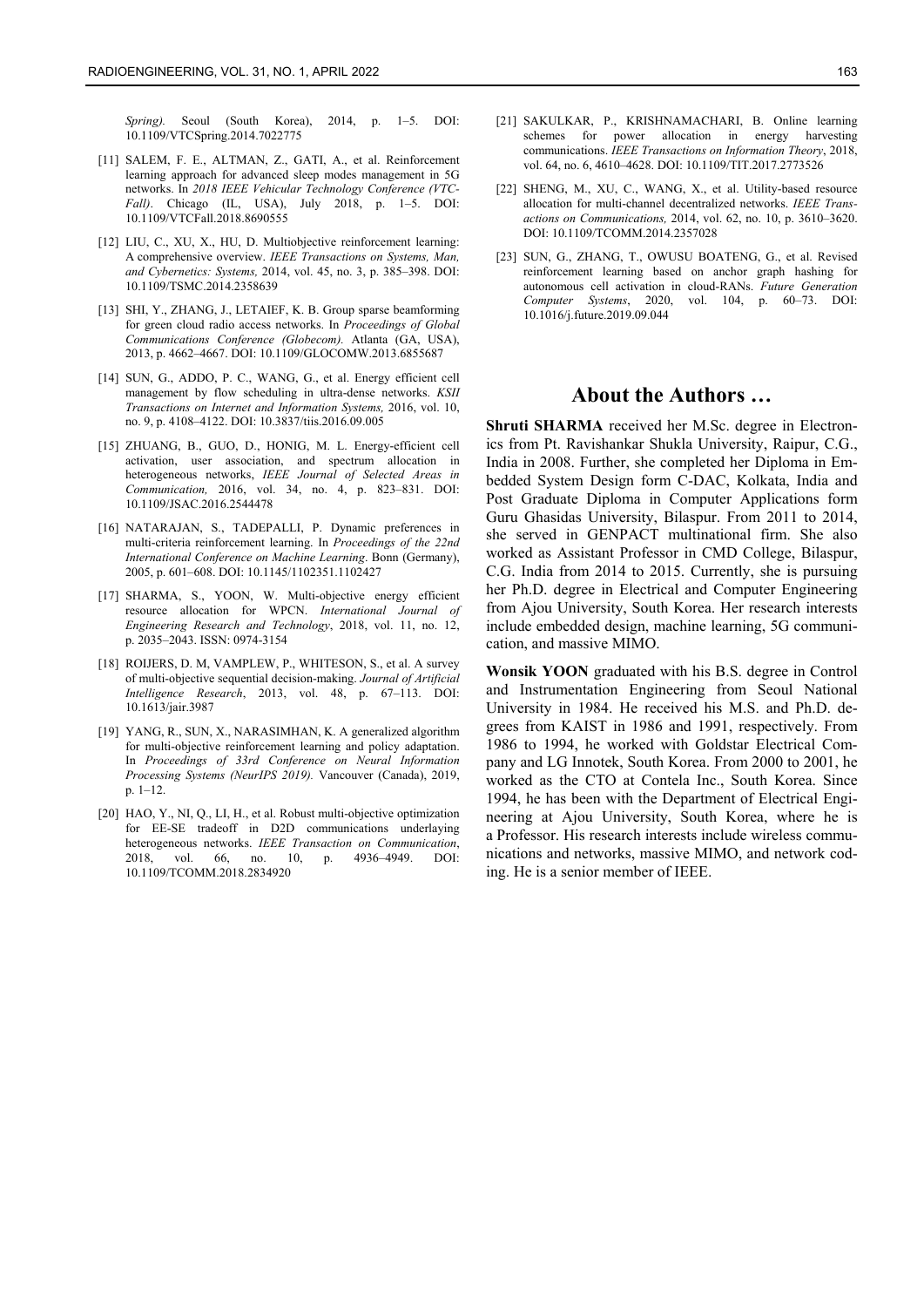*Spring).* Seoul (South Korea), 2014, p. 1–5. DOI: 10.1109/VTCSpring.2014.7022775

[11] SALEM, F. E., ALTMAN, Z., GATI, A., et al. Reinforcement learning approach for advanced sleep modes management in 5G networks. In *2018 IEEE Vehicular Technology Conference (VTC-Fall)*. Chicago (IL, USA), July 2018, p. 1–5. DOI: 10.1109/VTCFall.2018.8690555

[12] LIU, C., XU, X., HU, D. Multiobjective reinforcement learning: A comprehensive overview. *IEEE Transactions on Systems, Man, and Cybernetics: Systems,* 2014, vol. 45, no. 3, p. 385–398. DOI: 10.1109/TSMC.2014.2358639

[13] SHI, Y., ZHANG, J., LETAIEF, K. B. Group sparse beamforming for green cloud radio access networks. In *Proceedings of Global Communications Conference (Globecom).* Atlanta (GA, USA), 2013, p. 4662–4667. DOI: 10.1109/GLOCOMW.2013.6855687

[14] SUN, G., ADDO, P. C., WANG, G., et al. Energy efficient cell management by flow scheduling in ultra-dense networks. *KSII Transactions on Internet and Information Systems,* 2016, vol. 10, no. 9, p. 4108–4122. DOI: 10.3837/tiis.2016.09.005

[15] ZHUANG, B., GUO, D., HONIG, M. L. Energy-efficient cell activation, user association, and spectrum allocation in heterogeneous networks, *IEEE Journal of Selected Areas in Communication,* 2016, vol. 34, no. 4, p. 823–831. DOI: 10.1109/JSAC.2016.2544478

[16] NATARAJAN, S., TADEPALLI, P. Dynamic preferences in multi-criteria reinforcement learning. In *Proceedings of the 22nd International Conference on Machine Learning*. Bonn (Germany), 2005, p. 601–608. DOI: 10.1145/1102351.1102427

[17] SHARMA, S., YOON, W. Multi-objective energy efficient resource allocation for WPCN. *International Journal of Engineering Research and Technology*, 2018, vol. 11, no. 12, p. 2035–2043. ISSN: 0974-3154

[18] ROIJERS, D. M, VAMPLEW, P., WHITESON, S., et al. A survey of multi-objective sequential decision-making. *Journal of Artificial Intelligence Research*, 2013, vol. 48, p. 67–113. DOI: 10.1613/jair.3987

[19] YANG, R., SUN, X., NARASIMHAN, K. A generalized algorithm for multi-objective reinforcement learning and policy adaptation. In *Proceedings of 33rd Conference on Neural Information Processing Systems (NeurIPS 2019).* Vancouver (Canada), 2019, p. 1–12.

[20] HAO, Y., NI, Q., LI, H., et al. Robust multi-objective optimization for EE-SE tradeoff in D2D communications underlaying heterogeneous networks. *IEEE Transaction on Communication*, 2018, vol. 66, no. 10, p. 4936–4949. DOI: 10.1109/TCOMM.2018.2834920

[21] SAKULKAR, P., KRISHNAMACHARI, B. Online learning schemes for power allocation in energy harvesting communications. *IEEE Transactions on Information Theory*, 2018, vol. 64, no. 6, 4610–4628. DOI: 10.1109/TIT.2017.2773526

[22] SHENG, M., XU, C., WANG, X., et al. Utility-based resource allocation for multi-channel decentralized networks. *IEEE Transactions on Communications,* 2014, vol. 62, no. 10, p. 3610–3620. DOI: 10.1109/TCOMM.2014.2357028

[23] SUN, G., ZHANG, T., OWUSU BOATENG, G., et al. Revised reinforcement learning based on anchor graph hashing for autonomous cell activation in cloud-RANs. *Future Generation Computer Systems*, 2020, vol. 104, p. 60–73. DOI: 10.1016/j.future.2019.09.044

## About the Authors …

**Shruti SHARMA** received her M.Sc. degree in Electronics from Pt. Ravishankar Shukla University, Raipur, C.G., India in 2008. Further, she completed her Diploma in Embedded System Design form C-DAC, Kolkata, India and Post Graduate Diploma in Computer Applications form Guru Ghasidas University, Bilaspur. From 2011 to 2014, she served in GENPACT multinational firm. She also worked as Assistant Professor in CMD College, Bilaspur, C.G. India from 2014 to 2015. Currently, she is pursuing her Ph.D. degree in Electrical and Computer Engineering from Ajou University, South Korea. Her research interests include embedded design, machine learning, 5G communication, and massive MIMO.

**Wonsik YOON** graduated with his B.S. degree in Control and Instrumentation Engineering from Seoul National University in 1984. He received his M.S. and Ph.D. degrees from KAIST in 1986 and 1991, respectively. From 1986 to 1994, he worked with Goldstar Electrical Company and LG Innotek, South Korea. From 2000 to 2001, he worked as the CTO at Contela Inc., South Korea. Since 1994, he has been with the Department of Electrical Engineering at Ajou University, South Korea, where he is a Professor. His research interests include wireless communications and networks, massive MIMO, and network coding. He is a senior member of IEEE.